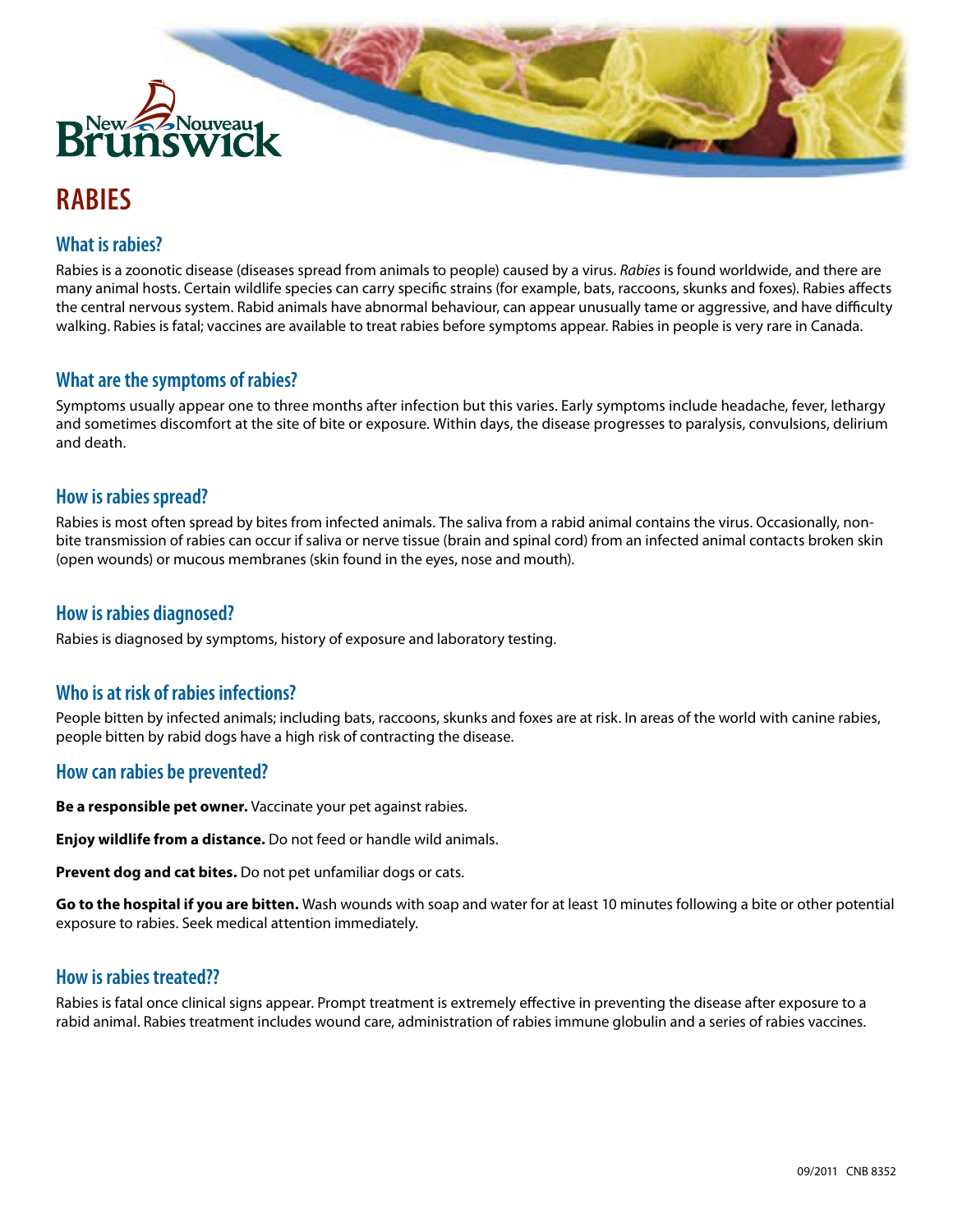# RABIES

## What is rabies?

Rabies is a zoonotic disease (diseases spread from animals to people) caused by a virus. *Rabies* is found worldwide, and there are many animal hosts. Certain wildlife species can carry specific strains (for example, bats, raccoons, skunks and foxes). Rabies affects the central nervous system. Rabid animals have abnormal behaviour, can appear unusually tame or aggressive, and have difficulty walking. Rabies is fatal; vaccines are available to treat rabies before symptoms appear. Rabies in people is very rare in Canada.

## What are the symptoms of rabies?

Symptoms usually appear one to three months after infection but this varies. Early symptoms include headache, fever, lethargy and sometimes discomfort at the site of bite or exposure. Within days, the disease progresses to paralysis, convulsions, delirium and death.

## How is rabies spread?

Rabies is most often spread by bites from infected animals. The saliva from a rabid animal contains the virus. Occasionally, non-bite transmission of rabies can occur if saliva or nerve tissue (brain and spinal cord) from an infected animal contacts broken skin (open wounds) or mucous membranes (skin found in the eyes, nose and mouth).

## How is rabies diagnosed?

Rabies is diagnosed by symptoms, history of exposure and laboratory testing.

## Who is at risk of rabies infections?

People bitten by infected animals; including bats, raccoons, skunks and foxes are at risk. In areas of the world with canine rabies, people bitten by rabid dogs have a high risk of contracting the disease.

## How can rabies be prevented?

**Be a responsible pet owner.** Vaccinate your pet against rabies.

**Enjoy wildlife from a distance.** Do not feed or handle wild animals.

**Prevent dog and cat bites.** Do not pet unfamiliar dogs or cats.

**Go to the hospital if you are bitten.** Wash wounds with soap and water for at least 10 minutes following a bite or other potential exposure to rabies. Seek medical attention immediately.

## How is rabies treated??

Rabies is fatal once clinical signs appear. Prompt treatment is extremely effective in preventing the disease after exposure to a rabid animal. Rabies treatment includes wound care, administration of rabies immune globulin and a series of rabies vaccines.

09/2011 CNB 8352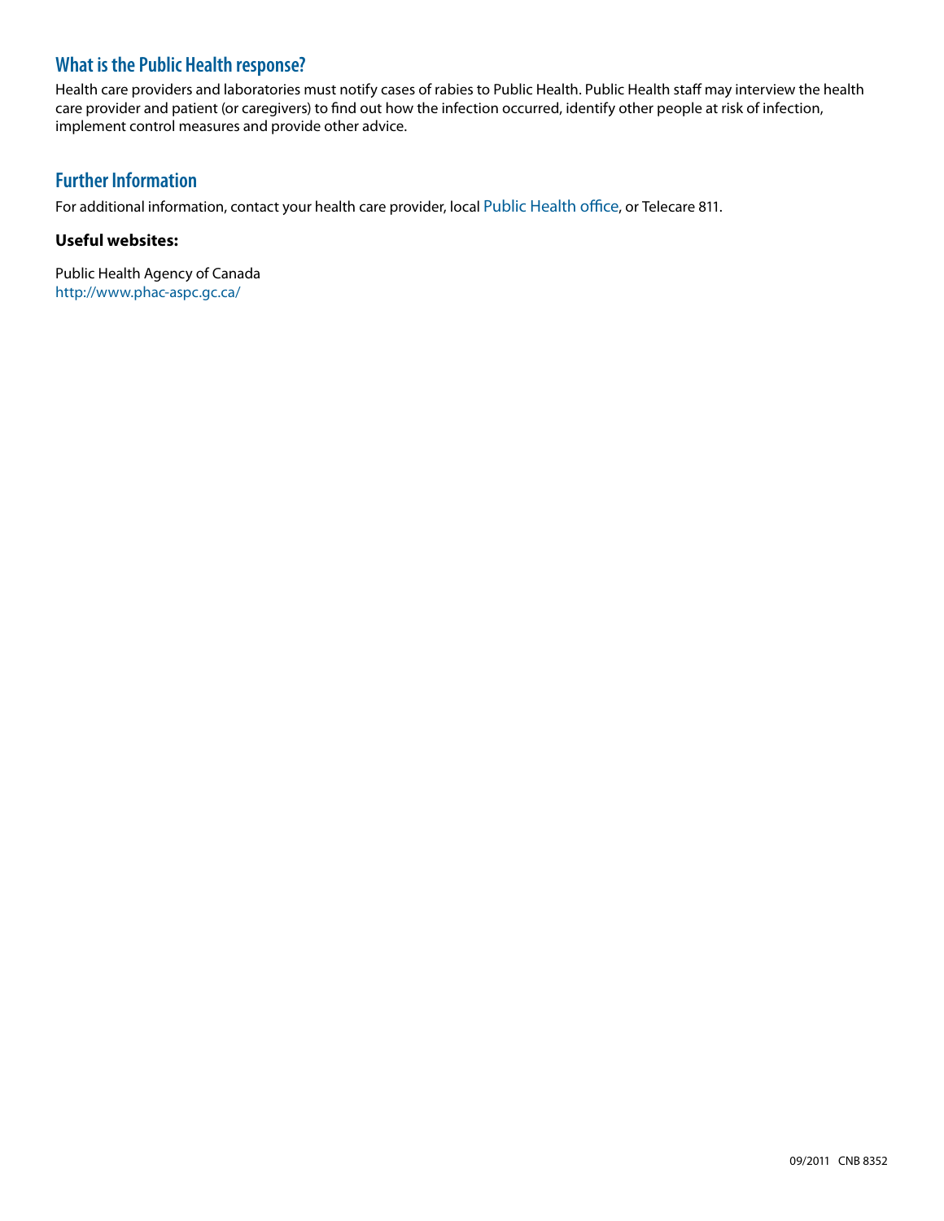## What is the Public Health response?

Health care providers and laboratories must notify cases of rabies to Public Health. Public Health staff may interview the health care provider and patient (or caregivers) to find out how the infection occurred, identify other people at risk of infection, implement control measures and provide other advice.

## Further Information

For additional information, contact your health care provider, local Public Health office, or Telecare 811.

**Useful websites:**

Public Health Agency of Canada
http://www.phac-aspc.gc.ca/

09/2011 CNB 8352